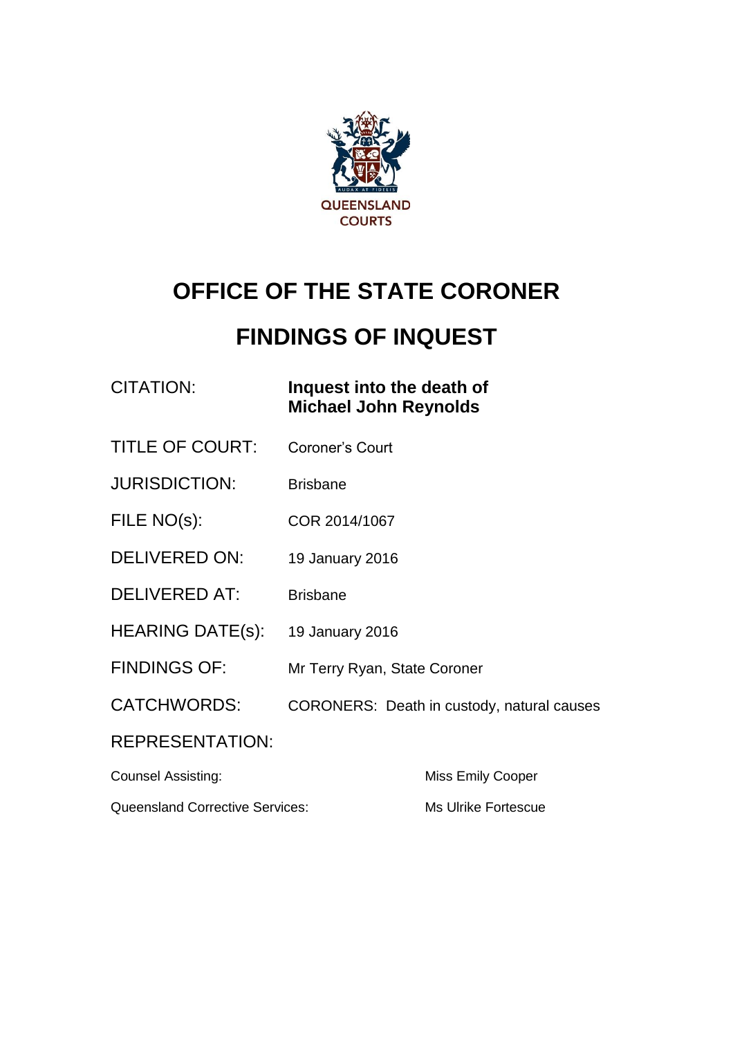QUEENSLAND COURTS

# OFFICE OF THE STATE CORONER

# FINDINGS OF INQUEST

| | |
|---|---|
| CITATION: | **Inquest into the death of Michael John Reynolds** |
| TITLE OF COURT: | Coroner's Court |
| JURISDICTION: | Brisbane |
| FILE NO(s): | COR 2014/1067 |
| DELIVERED ON: | 19 January 2016 |
| DELIVERED AT: | Brisbane |
| HEARING DATE(s): | 19 January 2016 |
| FINDINGS OF: | Mr Terry Ryan, State Coroner |
| CATCHWORDS: | CORONERS: Death in custody, natural causes |

REPRESENTATION:

| | |
|---|---|
| Counsel Assisting: | Miss Emily Cooper |
| Queensland Corrective Services: | Ms Ulrike Fortescue |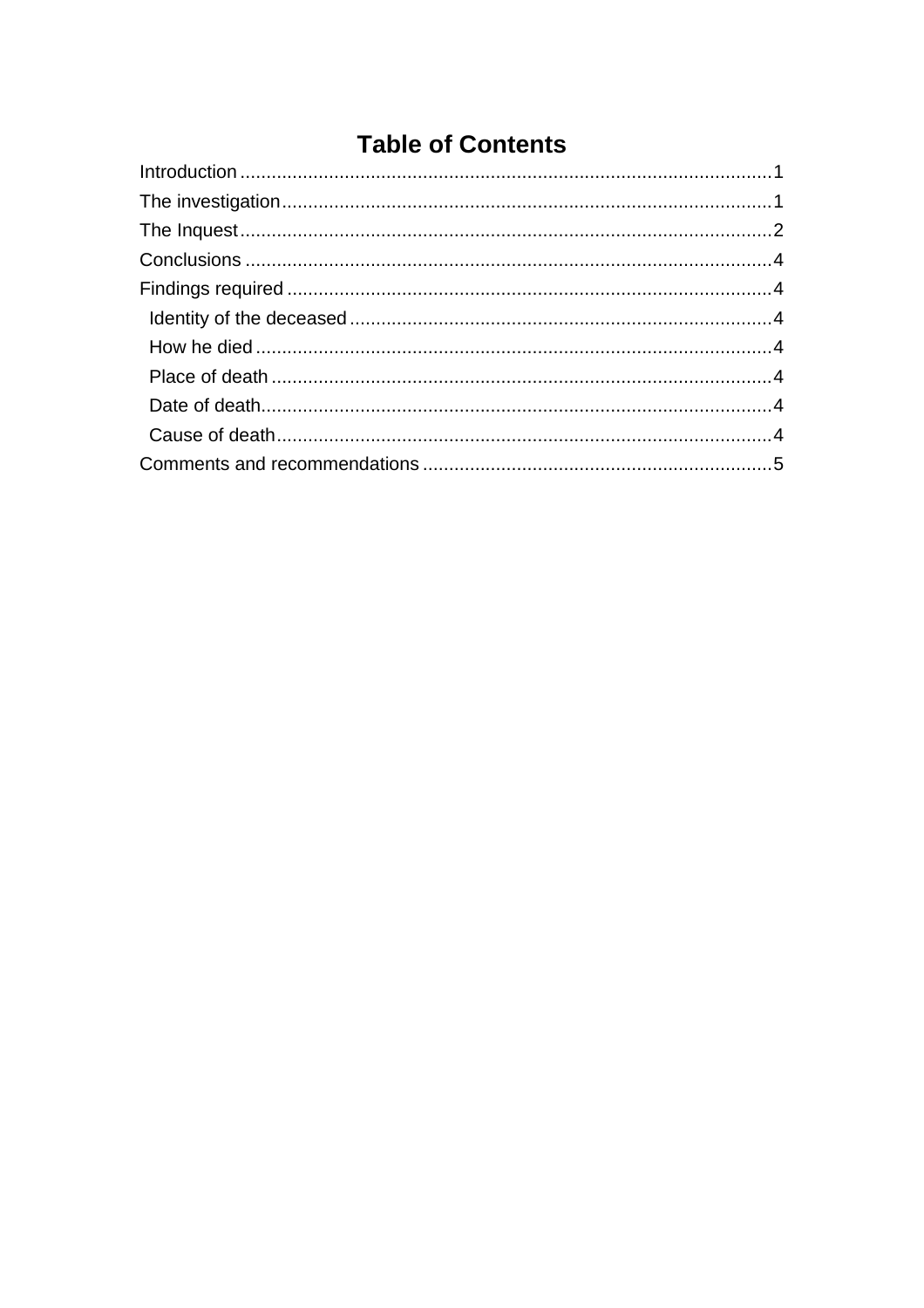# Table of Contents

Introduction .......................................................................................................1
The investigation.................................................................................................1
The Inquest.........................................................................................................2
Conclusions ........................................................................................................4
Findings required ................................................................................................4
  Identity of the deceased ....................................................................................4
  How he died ......................................................................................................4
  Place of death ...................................................................................................4
  Date of death.....................................................................................................4
  Cause of death..................................................................................................4
Comments and recommendations ......................................................................5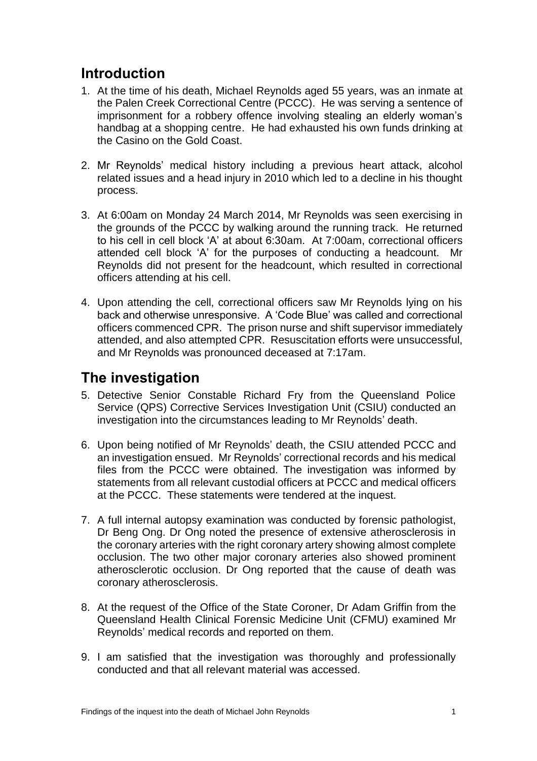## Introduction

1. At the time of his death, Michael Reynolds aged 55 years, was an inmate at the Palen Creek Correctional Centre (PCCC). He was serving a sentence of imprisonment for a robbery offence involving stealing an elderly woman's handbag at a shopping centre. He had exhausted his own funds drinking at the Casino on the Gold Coast.

2. Mr Reynolds' medical history including a previous heart attack, alcohol related issues and a head injury in 2010 which led to a decline in his thought process.

3. At 6:00am on Monday 24 March 2014, Mr Reynolds was seen exercising in the grounds of the PCCC by walking around the running track. He returned to his cell in cell block 'A' at about 6:30am. At 7:00am, correctional officers attended cell block 'A' for the purposes of conducting a headcount. Mr Reynolds did not present for the headcount, which resulted in correctional officers attending at his cell.

4. Upon attending the cell, correctional officers saw Mr Reynolds lying on his back and otherwise unresponsive. A 'Code Blue' was called and correctional officers commenced CPR. The prison nurse and shift supervisor immediately attended, and also attempted CPR. Resuscitation efforts were unsuccessful, and Mr Reynolds was pronounced deceased at 7:17am.

## The investigation

5. Detective Senior Constable Richard Fry from the Queensland Police Service (QPS) Corrective Services Investigation Unit (CSIU) conducted an investigation into the circumstances leading to Mr Reynolds' death.

6. Upon being notified of Mr Reynolds' death, the CSIU attended PCCC and an investigation ensued. Mr Reynolds' correctional records and his medical files from the PCCC were obtained. The investigation was informed by statements from all relevant custodial officers at PCCC and medical officers at the PCCC. These statements were tendered at the inquest.

7. A full internal autopsy examination was conducted by forensic pathologist, Dr Beng Ong. Dr Ong noted the presence of extensive atherosclerosis in the coronary arteries with the right coronary artery showing almost complete occlusion. The two other major coronary arteries also showed prominent atherosclerotic occlusion. Dr Ong reported that the cause of death was coronary atherosclerosis.

8. At the request of the Office of the State Coroner, Dr Adam Griffin from the Queensland Health Clinical Forensic Medicine Unit (CFMU) examined Mr Reynolds' medical records and reported on them.

9. I am satisfied that the investigation was thoroughly and professionally conducted and that all relevant material was accessed.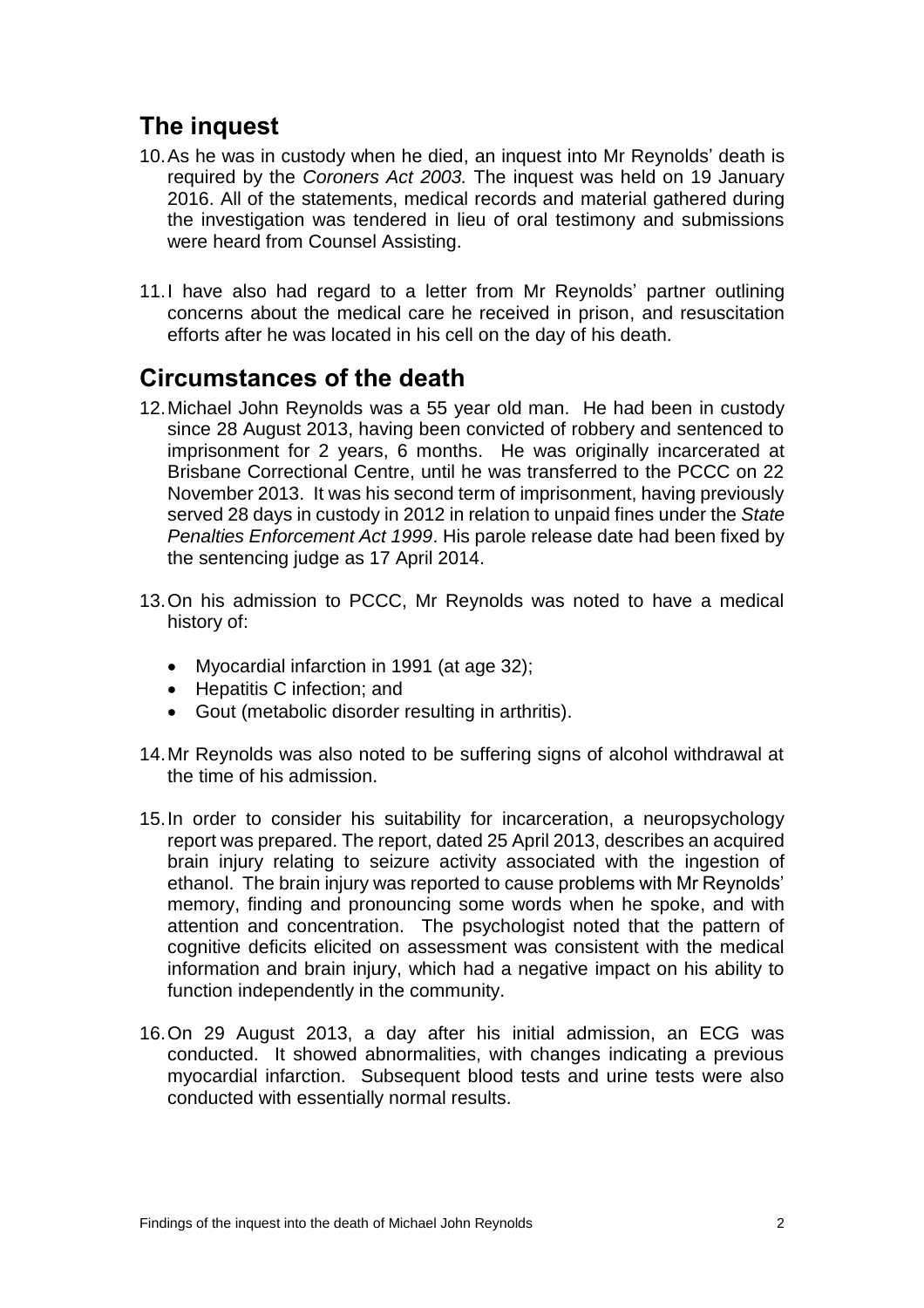## The inquest

10. As he was in custody when he died, an inquest into Mr Reynolds' death is required by the *Coroners Act 2003.* The inquest was held on 19 January 2016. All of the statements, medical records and material gathered during the investigation was tendered in lieu of oral testimony and submissions were heard from Counsel Assisting.

11. I have also had regard to a letter from Mr Reynolds' partner outlining concerns about the medical care he received in prison, and resuscitation efforts after he was located in his cell on the day of his death.

## Circumstances of the death

12. Michael John Reynolds was a 55 year old man. He had been in custody since 28 August 2013, having been convicted of robbery and sentenced to imprisonment for 2 years, 6 months. He was originally incarcerated at Brisbane Correctional Centre, until he was transferred to the PCCC on 22 November 2013. It was his second term of imprisonment, having previously served 28 days in custody in 2012 in relation to unpaid fines under the *State Penalties Enforcement Act 1999*. His parole release date had been fixed by the sentencing judge as 17 April 2014.

13. On his admission to PCCC, Mr Reynolds was noted to have a medical history of:

    - Myocardial infarction in 1991 (at age 32);
    - Hepatitis C infection; and
    - Gout (metabolic disorder resulting in arthritis).

14. Mr Reynolds was also noted to be suffering signs of alcohol withdrawal at the time of his admission.

15. In order to consider his suitability for incarceration, a neuropsychology report was prepared. The report, dated 25 April 2013, describes an acquired brain injury relating to seizure activity associated with the ingestion of ethanol. The brain injury was reported to cause problems with Mr Reynolds' memory, finding and pronouncing some words when he spoke, and with attention and concentration. The psychologist noted that the pattern of cognitive deficits elicited on assessment was consistent with the medical information and brain injury, which had a negative impact on his ability to function independently in the community.

16. On 29 August 2013, a day after his initial admission, an ECG was conducted. It showed abnormalities, with changes indicating a previous myocardial infarction. Subsequent blood tests and urine tests were also conducted with essentially normal results.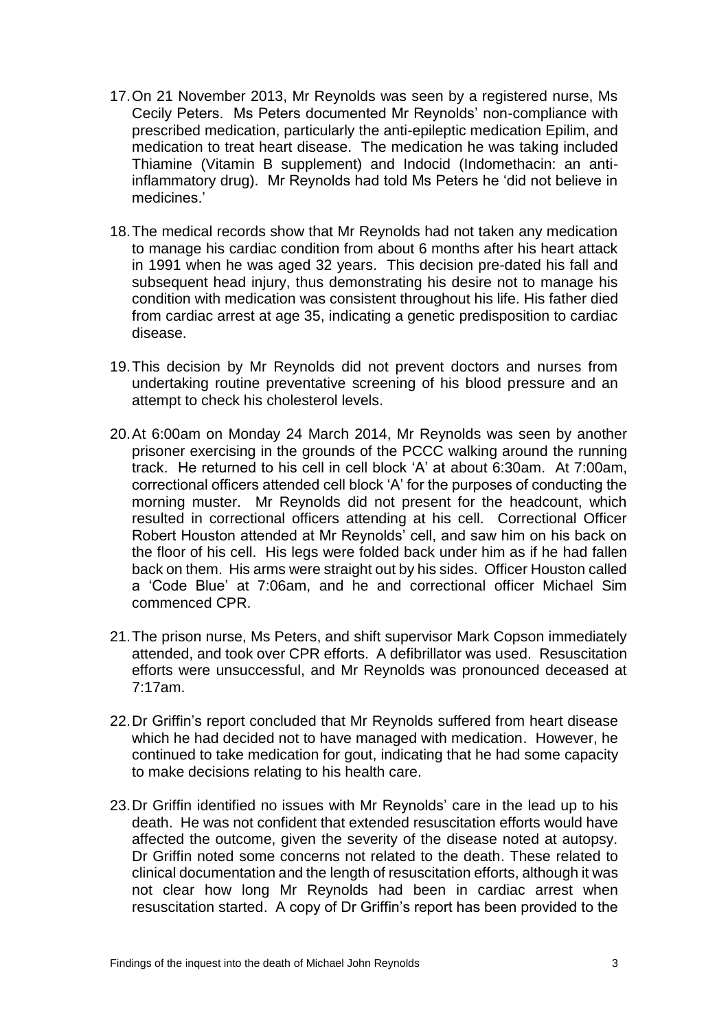17. On 21 November 2013, Mr Reynolds was seen by a registered nurse, Ms Cecily Peters. Ms Peters documented Mr Reynolds' non-compliance with prescribed medication, particularly the anti-epileptic medication Epilim, and medication to treat heart disease. The medication he was taking included Thiamine (Vitamin B supplement) and Indocid (Indomethacin: an anti-inflammatory drug). Mr Reynolds had told Ms Peters he 'did not believe in medicines.'

18. The medical records show that Mr Reynolds had not taken any medication to manage his cardiac condition from about 6 months after his heart attack in 1991 when he was aged 32 years. This decision pre-dated his fall and subsequent head injury, thus demonstrating his desire not to manage his condition with medication was consistent throughout his life. His father died from cardiac arrest at age 35, indicating a genetic predisposition to cardiac disease.

19. This decision by Mr Reynolds did not prevent doctors and nurses from undertaking routine preventative screening of his blood pressure and an attempt to check his cholesterol levels.

20. At 6:00am on Monday 24 March 2014, Mr Reynolds was seen by another prisoner exercising in the grounds of the PCCC walking around the running track. He returned to his cell in cell block 'A' at about 6:30am. At 7:00am, correctional officers attended cell block 'A' for the purposes of conducting the morning muster. Mr Reynolds did not present for the headcount, which resulted in correctional officers attending at his cell. Correctional Officer Robert Houston attended at Mr Reynolds' cell, and saw him on his back on the floor of his cell. His legs were folded back under him as if he had fallen back on them. His arms were straight out by his sides. Officer Houston called a 'Code Blue' at 7:06am, and he and correctional officer Michael Sim commenced CPR.

21. The prison nurse, Ms Peters, and shift supervisor Mark Copson immediately attended, and took over CPR efforts. A defibrillator was used. Resuscitation efforts were unsuccessful, and Mr Reynolds was pronounced deceased at 7:17am.

22. Dr Griffin's report concluded that Mr Reynolds suffered from heart disease which he had decided not to have managed with medication. However, he continued to take medication for gout, indicating that he had some capacity to make decisions relating to his health care.

23. Dr Griffin identified no issues with Mr Reynolds' care in the lead up to his death. He was not confident that extended resuscitation efforts would have affected the outcome, given the severity of the disease noted at autopsy. Dr Griffin noted some concerns not related to the death. These related to clinical documentation and the length of resuscitation efforts, although it was not clear how long Mr Reynolds had been in cardiac arrest when resuscitation started. A copy of Dr Griffin's report has been provided to the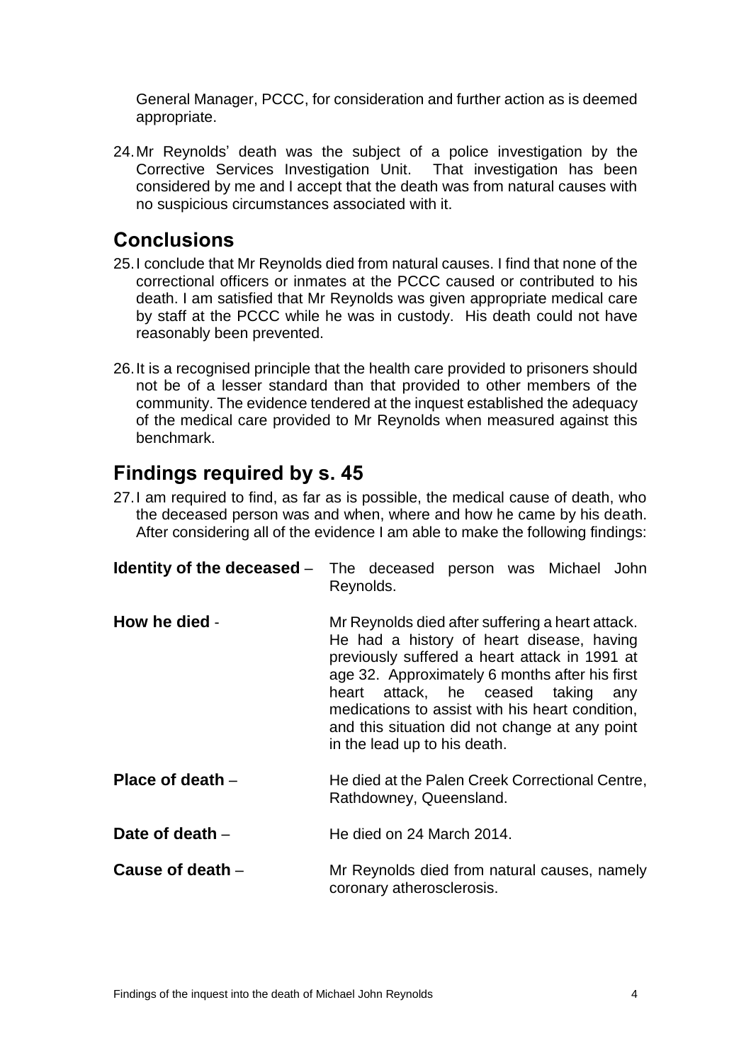General Manager, PCCC, for consideration and further action as is deemed appropriate.

24. Mr Reynolds' death was the subject of a police investigation by the Corrective Services Investigation Unit. That investigation has been considered by me and I accept that the death was from natural causes with no suspicious circumstances associated with it.

## Conclusions

25. I conclude that Mr Reynolds died from natural causes. I find that none of the correctional officers or inmates at the PCCC caused or contributed to his death. I am satisfied that Mr Reynolds was given appropriate medical care by staff at the PCCC while he was in custody. His death could not have reasonably been prevented.

26. It is a recognised principle that the health care provided to prisoners should not be of a lesser standard than that provided to other members of the community. The evidence tendered at the inquest established the adequacy of the medical care provided to Mr Reynolds when measured against this benchmark.

## Findings required by s. 45

27. I am required to find, as far as is possible, the medical cause of death, who the deceased person was and when, where and how he came by his death. After considering all of the evidence I am able to make the following findings:

**Identity of the deceased** – The deceased person was Michael John Reynolds.

**How he died** - Mr Reynolds died after suffering a heart attack. He had a history of heart disease, having previously suffered a heart attack in 1991 at age 32. Approximately 6 months after his first heart attack, he ceased taking any medications to assist with his heart condition, and this situation did not change at any point in the lead up to his death.

**Place of death** – He died at the Palen Creek Correctional Centre, Rathdowney, Queensland.

**Date of death** – He died on 24 March 2014.

**Cause of death** – Mr Reynolds died from natural causes, namely coronary atherosclerosis.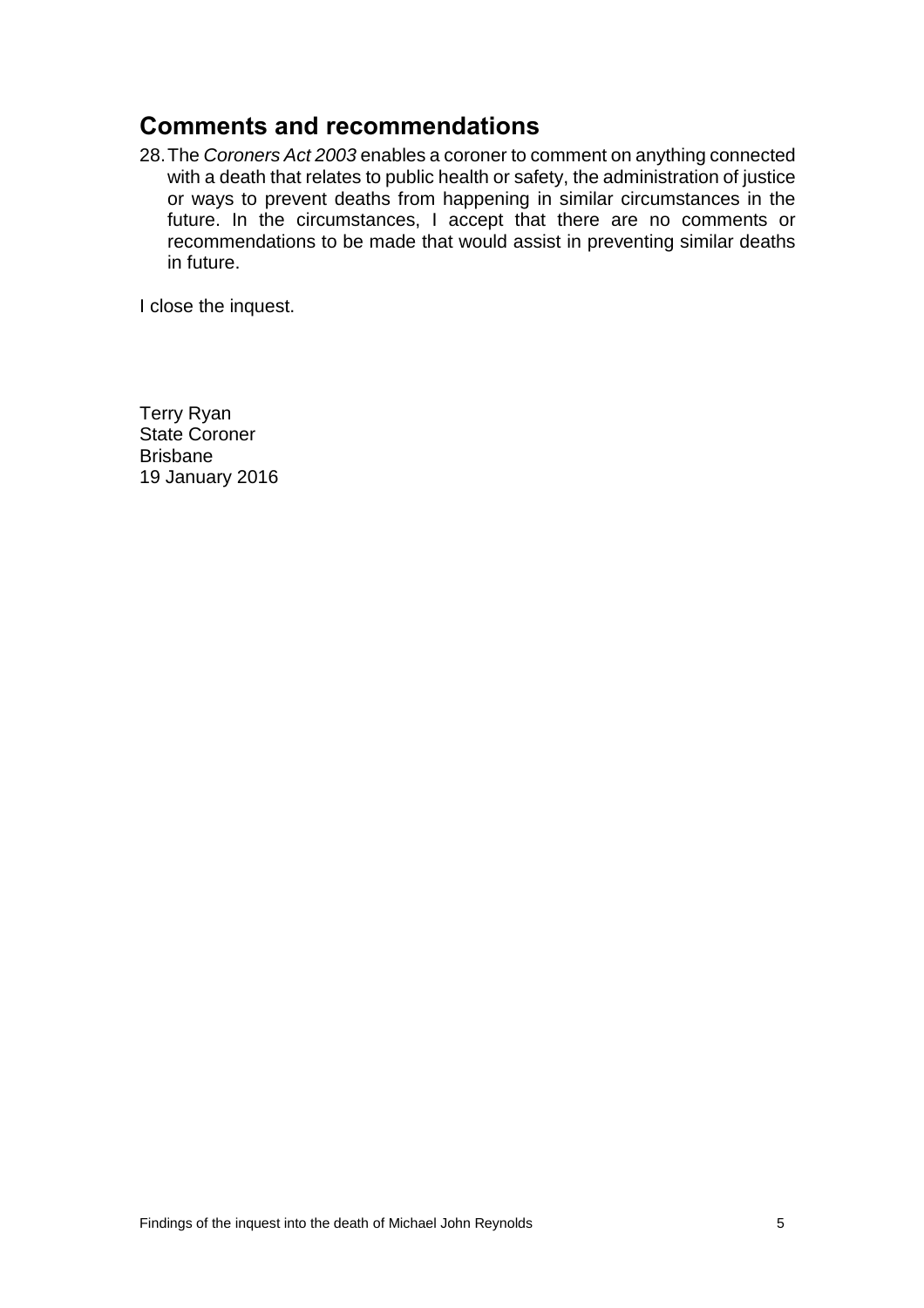## Comments and recommendations

28. The *Coroners Act 2003* enables a coroner to comment on anything connected with a death that relates to public health or safety, the administration of justice or ways to prevent deaths from happening in similar circumstances in the future. In the circumstances, I accept that there are no comments or recommendations to be made that would assist in preventing similar deaths in future.

I close the inquest.

Terry Ryan
State Coroner
Brisbane
19 January 2016